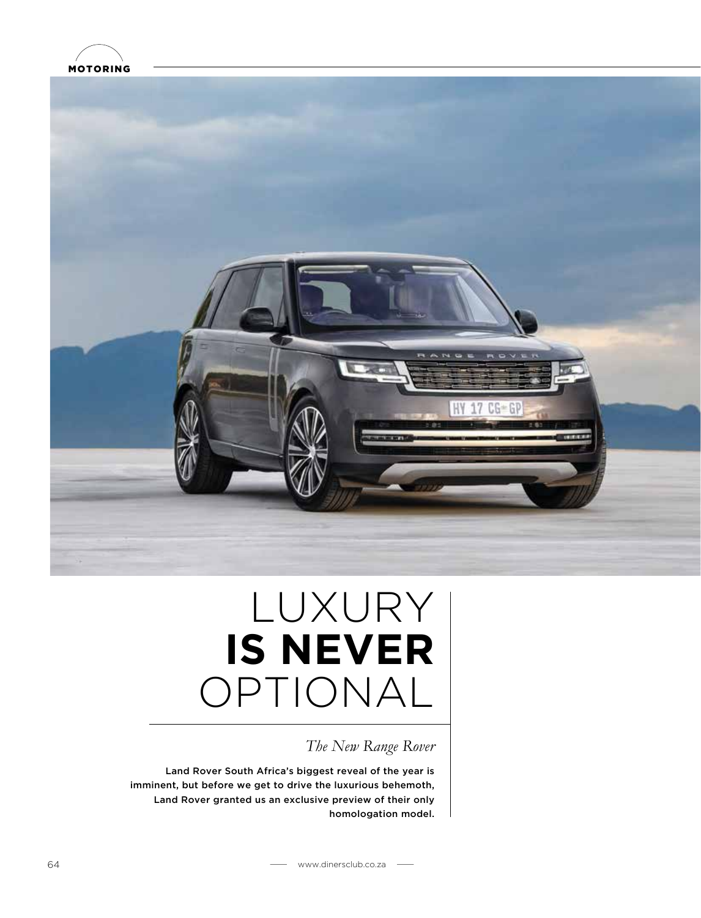MOTORING

# LUXURY **IS NEVER** OPTIONAL

*The New Range Rover*

Land Rover South Africa's biggest reveal of the year is imminent, but before we get to drive the luxurious behemoth, Land Rover granted us an exclusive preview of their only homologation model.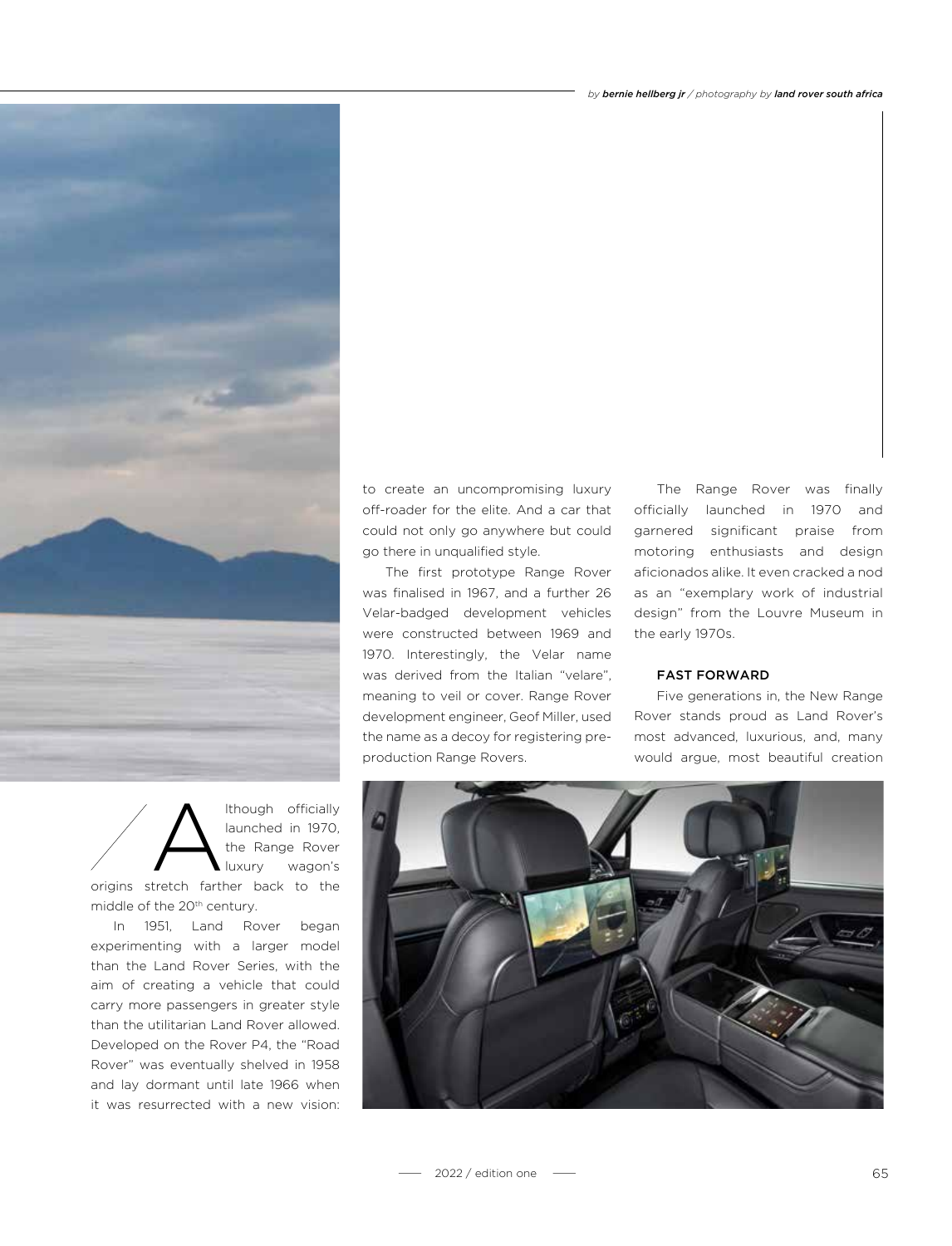*by* ***bernie hellberg jr*** */ photography by* ***land rover south africa***

Although officially launched in 1970, the Range Rover luxury wagon's origins stretch farther back to the middle of the 20th century.

In 1951, Land Rover began experimenting with a larger model than the Land Rover Series, with the aim of creating a vehicle that could carry more passengers in greater style than the utilitarian Land Rover allowed. Developed on the Rover P4, the "Road Rover" was eventually shelved in 1958 and lay dormant until late 1966 when it was resurrected with a new vision: to create an uncompromising luxury off-roader for the elite. And a car that could not only go anywhere but could go there in unqualified style.

The first prototype Range Rover was finalised in 1967, and a further 26 Velar-badged development vehicles were constructed between 1969 and 1970. Interestingly, the Velar name was derived from the Italian "velare", meaning to veil or cover. Range Rover development engineer, Geof Miller, used the name as a decoy for registering pre-production Range Rovers.

The Range Rover was finally officially launched in 1970 and garnered significant praise from motoring enthusiasts and design aficionados alike. It even cracked a nod as an "exemplary work of industrial design" from the Louvre Museum in the early 1970s.

## FAST FORWARD

Five generations in, the New Range Rover stands proud as Land Rover's most advanced, luxurious, and, many would argue, most beautiful creation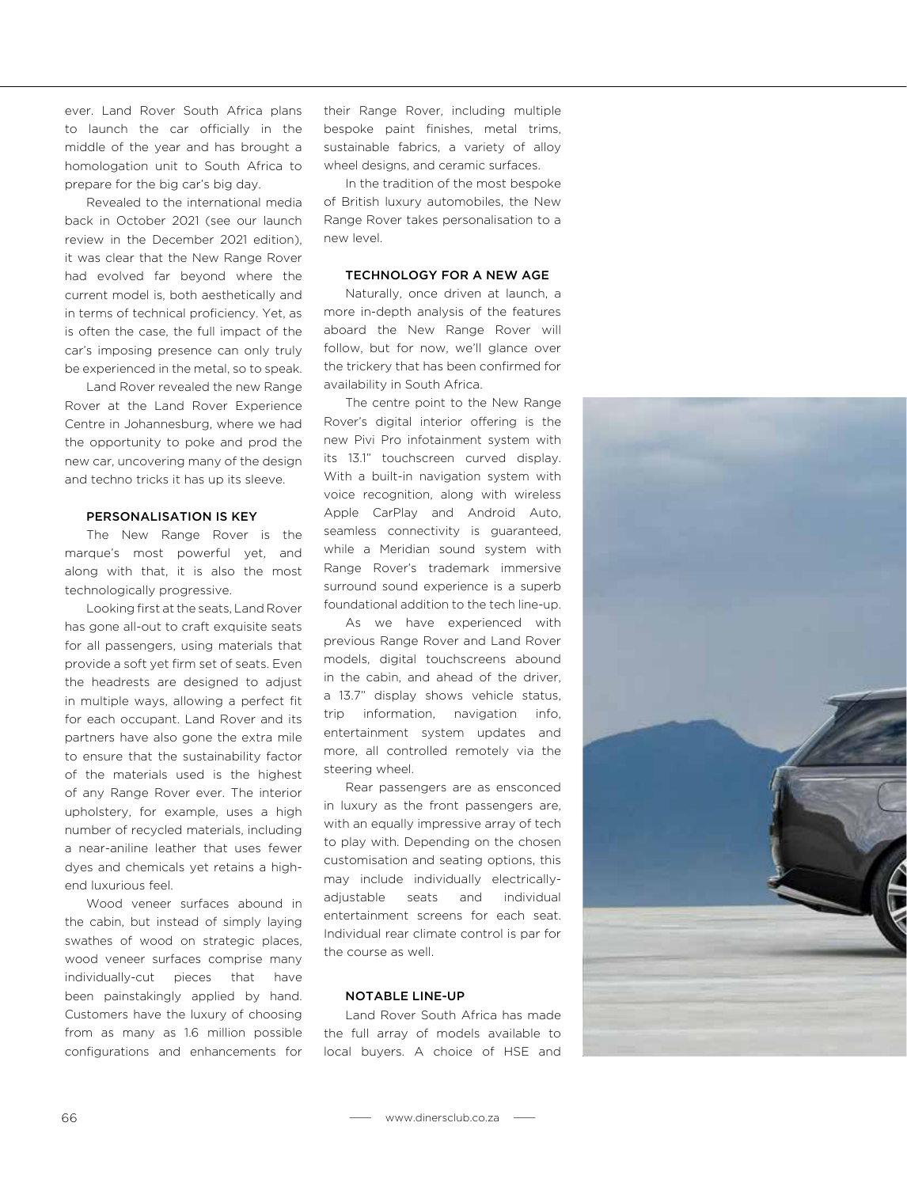ever. Land Rover South Africa plans to launch the car officially in the middle of the year and has brought a homologation unit to South Africa to prepare for the big car's big day.

Revealed to the international media back in October 2021 (see our launch review in the December 2021 edition), it was clear that the New Range Rover had evolved far beyond where the current model is, both aesthetically and in terms of technical proficiency. Yet, as is often the case, the full impact of the car's imposing presence can only truly be experienced in the metal, so to speak.

Land Rover revealed the new Range Rover at the Land Rover Experience Centre in Johannesburg, where we had the opportunity to poke and prod the new car, uncovering many of the design and techno tricks it has up its sleeve.

### PERSONALISATION IS KEY

The New Range Rover is the marque's most powerful yet, and along with that, it is also the most technologically progressive.

Looking first at the seats, Land Rover has gone all-out to craft exquisite seats for all passengers, using materials that provide a soft yet firm set of seats. Even the headrests are designed to adjust in multiple ways, allowing a perfect fit for each occupant. Land Rover and its partners have also gone the extra mile to ensure that the sustainability factor of the materials used is the highest of any Range Rover ever. The interior upholstery, for example, uses a high number of recycled materials, including a near-aniline leather that uses fewer dyes and chemicals yet retains a high-end luxurious feel.

Wood veneer surfaces abound in the cabin, but instead of simply laying swathes of wood on strategic places, wood veneer surfaces comprise many individually-cut pieces that have been painstakingly applied by hand. Customers have the luxury of choosing from as many as 1.6 million possible configurations and enhancements for their Range Rover, including multiple bespoke paint finishes, metal trims, sustainable fabrics, a variety of alloy wheel designs, and ceramic surfaces.

In the tradition of the most bespoke of British luxury automobiles, the New Range Rover takes personalisation to a new level.

### TECHNOLOGY FOR A NEW AGE

Naturally, once driven at launch, a more in-depth analysis of the features aboard the New Range Rover will follow, but for now, we'll glance over the trickery that has been confirmed for availability in South Africa.

The centre point to the New Range Rover's digital interior offering is the new Pivi Pro infotainment system with its 13.1" touchscreen curved display. With a built-in navigation system with voice recognition, along with wireless Apple CarPlay and Android Auto, seamless connectivity is guaranteed, while a Meridian sound system with Range Rover's trademark immersive surround sound experience is a superb foundational addition to the tech line-up.

As we have experienced with previous Range Rover and Land Rover models, digital touchscreens abound in the cabin, and ahead of the driver, a 13.7" display shows vehicle status, trip information, navigation info, entertainment system updates and more, all controlled remotely via the steering wheel.

Rear passengers are as ensconced in luxury as the front passengers are, with an equally impressive array of tech to play with. Depending on the chosen customisation and seating options, this may include individually electrically-adjustable seats and individual entertainment screens for each seat. Individual rear climate control is par for the course as well.

### NOTABLE LINE-UP

Land Rover South Africa has made the full array of models available to local buyers. A choice of HSE and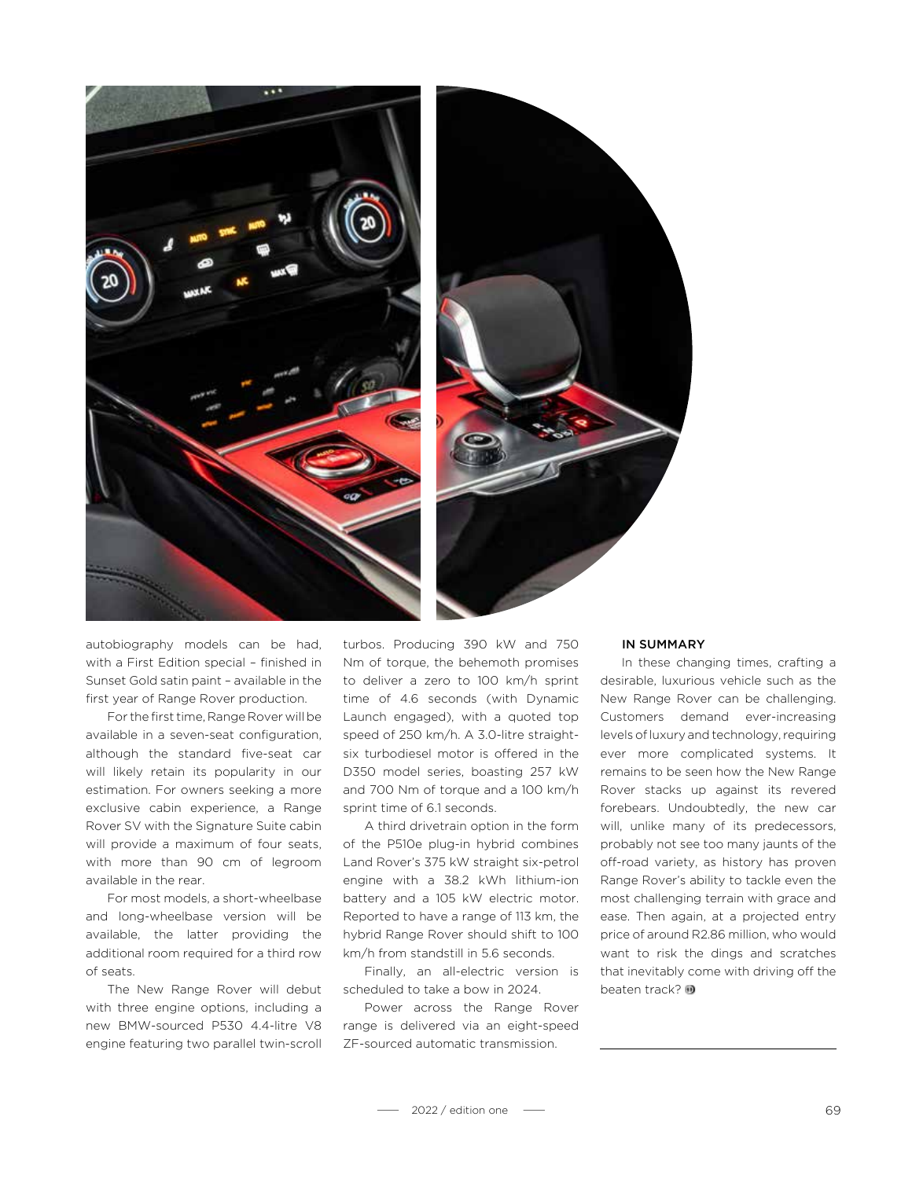autobiography models can be had, with a First Edition special – finished in Sunset Gold satin paint – available in the first year of Range Rover production.

For the first time, Range Rover will be available in a seven-seat configuration, although the standard five-seat car will likely retain its popularity in our estimation. For owners seeking a more exclusive cabin experience, a Range Rover SV with the Signature Suite cabin will provide a maximum of four seats, with more than 90 cm of legroom available in the rear.

For most models, a short-wheelbase and long-wheelbase version will be available, the latter providing the additional room required for a third row of seats.

The New Range Rover will debut with three engine options, including a new BMW-sourced P530 4.4-litre V8 engine featuring two parallel twin-scroll turbos. Producing 390 kW and 750 Nm of torque, the behemoth promises to deliver a zero to 100 km/h sprint time of 4.6 seconds (with Dynamic Launch engaged), with a quoted top speed of 250 km/h. A 3.0-litre straight-six turbodiesel motor is offered in the D350 model series, boasting 257 kW and 700 Nm of torque and a 100 km/h sprint time of 6.1 seconds.

A third drivetrain option in the form of the P510e plug-in hybrid combines Land Rover's 375 kW straight six-petrol engine with a 38.2 kWh lithium-ion battery and a 105 kW electric motor. Reported to have a range of 113 km, the hybrid Range Rover should shift to 100 km/h from standstill in 5.6 seconds.

Finally, an all-electric version is scheduled to take a bow in 2024.

Power across the Range Rover range is delivered via an eight-speed ZF-sourced automatic transmission.

## IN SUMMARY

In these changing times, crafting a desirable, luxurious vehicle such as the New Range Rover can be challenging. Customers demand ever-increasing levels of luxury and technology, requiring ever more complicated systems. It remains to be seen how the New Range Rover stacks up against its revered forebears. Undoubtedly, the new car will, unlike many of its predecessors, probably not see too many jaunts of the off-road variety, as history has proven Range Rover's ability to tackle even the most challenging terrain with grace and ease. Then again, at a projected entry price of around R2.86 million, who would want to risk the dings and scratches that inevitably come with driving off the beaten track?